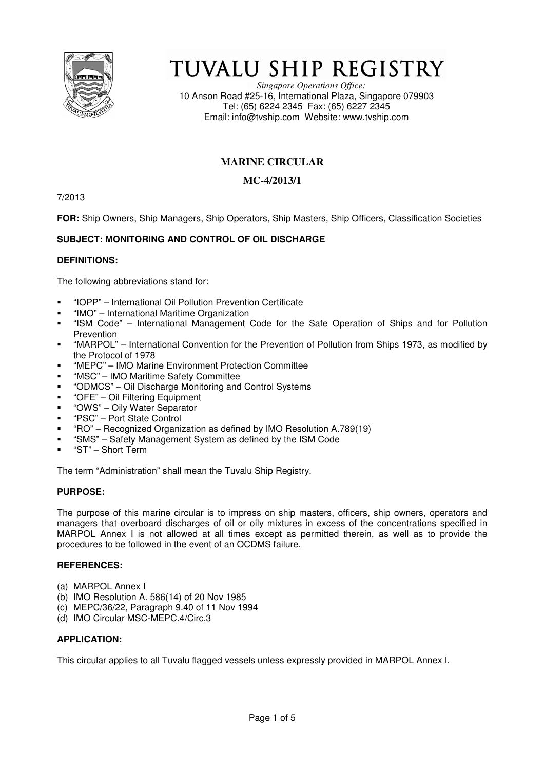# TUVALU SHIP REGISTRY

*Singapore Operations Office:*
10 Anson Road #25-16, International Plaza, Singapore 079903
Tel: (65) 6224 2345 Fax: (65) 6227 2345
Email: info@tvship.com Website: www.tvship.com

## MARINE CIRCULAR

## MC-4/2013/1

7/2013

**FOR:** Ship Owners, Ship Managers, Ship Operators, Ship Masters, Ship Officers, Classification Societies

**SUBJECT: MONITORING AND CONTROL OF OIL DISCHARGE**

**DEFINITIONS:**

The following abbreviations stand for:

- "IOPP" – International Oil Pollution Prevention Certificate
- "IMO" – International Maritime Organization
- "ISM Code" – International Management Code for the Safe Operation of Ships and for Pollution Prevention
- "MARPOL" – International Convention for the Prevention of Pollution from Ships 1973, as modified by the Protocol of 1978
- "MEPC" – IMO Marine Environment Protection Committee
- "MSC" – IMO Maritime Safety Committee
- "ODMCS" – Oil Discharge Monitoring and Control Systems
- "OFE" – Oil Filtering Equipment
- "OWS" – Oily Water Separator
- "PSC" – Port State Control
- "RO" – Recognized Organization as defined by IMO Resolution A.789(19)
- "SMS" – Safety Management System as defined by the ISM Code
- "ST" – Short Term

The term "Administration" shall mean the Tuvalu Ship Registry.

**PURPOSE:**

The purpose of this marine circular is to impress on ship masters, officers, ship owners, operators and managers that overboard discharges of oil or oily mixtures in excess of the concentrations specified in MARPOL Annex I is not allowed at all times except as permitted therein, as well as to provide the procedures to be followed in the event of an OCDMS failure.

**REFERENCES:**

(a) MARPOL Annex I
(b) IMO Resolution A. 586(14) of 20 Nov 1985
(c) MEPC/36/22, Paragraph 9.40 of 11 Nov 1994
(d) IMO Circular MSC-MEPC.4/Circ.3

**APPLICATION:**

This circular applies to all Tuvalu flagged vessels unless expressly provided in MARPOL Annex I.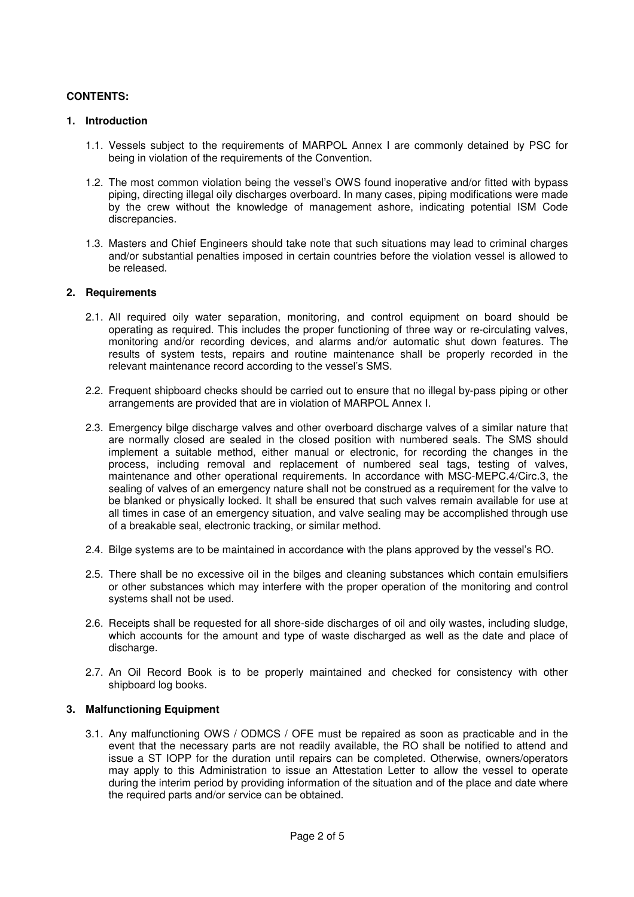**CONTENTS:**

**1. Introduction**

1.1. Vessels subject to the requirements of MARPOL Annex I are commonly detained by PSC for being in violation of the requirements of the Convention.

1.2. The most common violation being the vessel's OWS found inoperative and/or fitted with bypass piping, directing illegal oily discharges overboard. In many cases, piping modifications were made by the crew without the knowledge of management ashore, indicating potential ISM Code discrepancies.

1.3. Masters and Chief Engineers should take note that such situations may lead to criminal charges and/or substantial penalties imposed in certain countries before the violation vessel is allowed to be released.

**2. Requirements**

2.1. All required oily water separation, monitoring, and control equipment on board should be operating as required. This includes the proper functioning of three way or re-circulating valves, monitoring and/or recording devices, and alarms and/or automatic shut down features. The results of system tests, repairs and routine maintenance shall be properly recorded in the relevant maintenance record according to the vessel's SMS.

2.2. Frequent shipboard checks should be carried out to ensure that no illegal by-pass piping or other arrangements are provided that are in violation of MARPOL Annex I.

2.3. Emergency bilge discharge valves and other overboard discharge valves of a similar nature that are normally closed are sealed in the closed position with numbered seals. The SMS should implement a suitable method, either manual or electronic, for recording the changes in the process, including removal and replacement of numbered seal tags, testing of valves, maintenance and other operational requirements. In accordance with MSC-MEPC.4/Circ.3, the sealing of valves of an emergency nature shall not be construed as a requirement for the valve to be blanked or physically locked. It shall be ensured that such valves remain available for use at all times in case of an emergency situation, and valve sealing may be accomplished through use of a breakable seal, electronic tracking, or similar method.

2.4. Bilge systems are to be maintained in accordance with the plans approved by the vessel's RO.

2.5. There shall be no excessive oil in the bilges and cleaning substances which contain emulsifiers or other substances which may interfere with the proper operation of the monitoring and control systems shall not be used.

2.6. Receipts shall be requested for all shore-side discharges of oil and oily wastes, including sludge, which accounts for the amount and type of waste discharged as well as the date and place of discharge.

2.7. An Oil Record Book is to be properly maintained and checked for consistency with other shipboard log books.

**3. Malfunctioning Equipment**

3.1. Any malfunctioning OWS / ODMCS / OFE must be repaired as soon as practicable and in the event that the necessary parts are not readily available, the RO shall be notified to attend and issue a ST IOPP for the duration until repairs can be completed. Otherwise, owners/operators may apply to this Administration to issue an Attestation Letter to allow the vessel to operate during the interim period by providing information of the situation and of the place and date where the required parts and/or service can be obtained.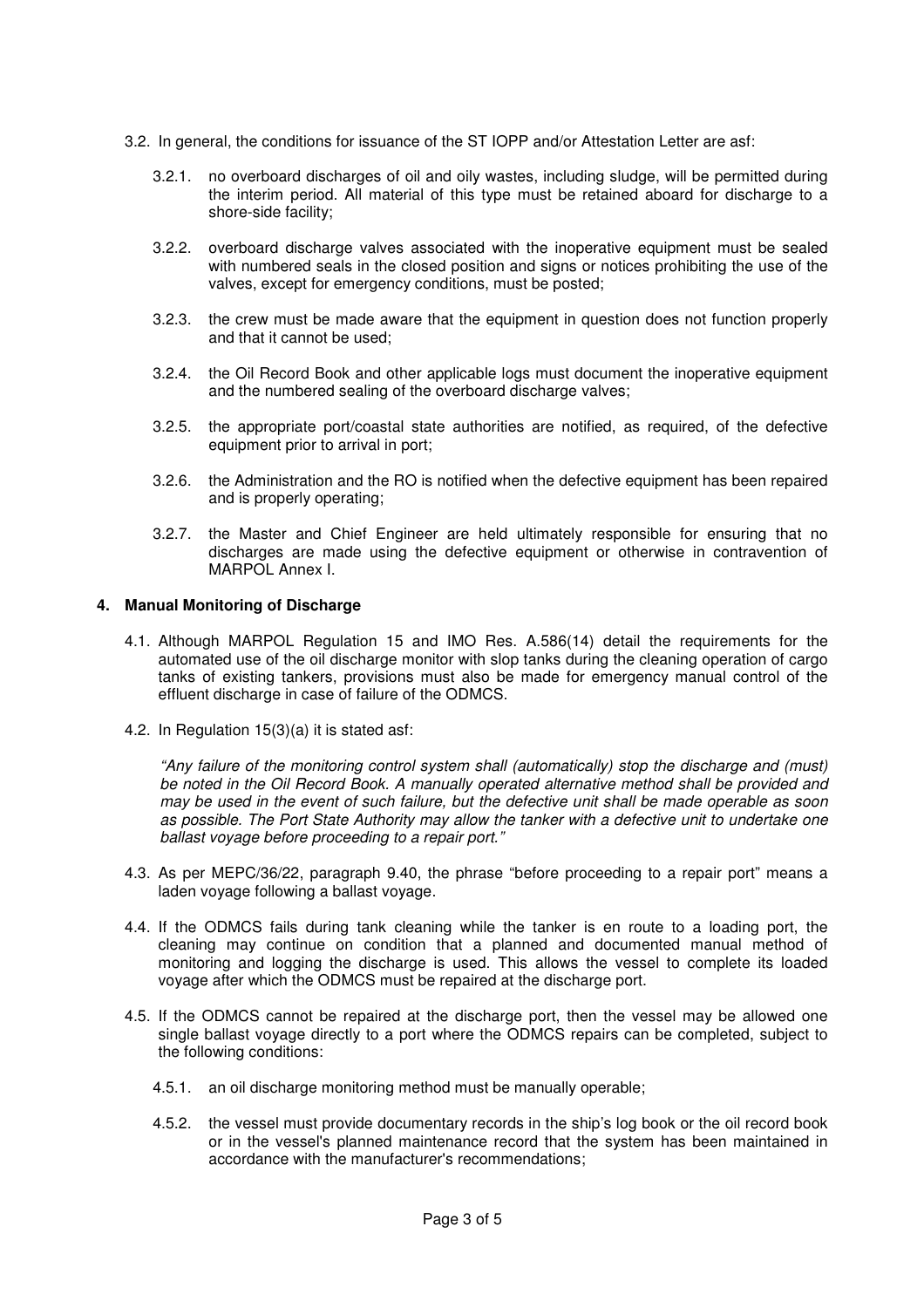3.2. In general, the conditions for issuance of the ST IOPP and/or Attestation Letter are asf:

3.2.1. no overboard discharges of oil and oily wastes, including sludge, will be permitted during the interim period. All material of this type must be retained aboard for discharge to a shore-side facility;

3.2.2. overboard discharge valves associated with the inoperative equipment must be sealed with numbered seals in the closed position and signs or notices prohibiting the use of the valves, except for emergency conditions, must be posted;

3.2.3. the crew must be made aware that the equipment in question does not function properly and that it cannot be used;

3.2.4. the Oil Record Book and other applicable logs must document the inoperative equipment and the numbered sealing of the overboard discharge valves;

3.2.5. the appropriate port/coastal state authorities are notified, as required, of the defective equipment prior to arrival in port;

3.2.6. the Administration and the RO is notified when the defective equipment has been repaired and is properly operating;

3.2.7. the Master and Chief Engineer are held ultimately responsible for ensuring that no discharges are made using the defective equipment or otherwise in contravention of MARPOL Annex I.

## 4. Manual Monitoring of Discharge

4.1. Although MARPOL Regulation 15 and IMO Res. A.586(14) detail the requirements for the automated use of the oil discharge monitor with slop tanks during the cleaning operation of cargo tanks of existing tankers, provisions must also be made for emergency manual control of the effluent discharge in case of failure of the ODMCS.

4.2. In Regulation 15(3)(a) it is stated asf:

*"Any failure of the monitoring control system shall (automatically) stop the discharge and (must) be noted in the Oil Record Book. A manually operated alternative method shall be provided and may be used in the event of such failure, but the defective unit shall be made operable as soon as possible. The Port State Authority may allow the tanker with a defective unit to undertake one ballast voyage before proceeding to a repair port."*

4.3. As per MEPC/36/22, paragraph 9.40, the phrase "before proceeding to a repair port" means a laden voyage following a ballast voyage.

4.4. If the ODMCS fails during tank cleaning while the tanker is en route to a loading port, the cleaning may continue on condition that a planned and documented manual method of monitoring and logging the discharge is used. This allows the vessel to complete its loaded voyage after which the ODMCS must be repaired at the discharge port.

4.5. If the ODMCS cannot be repaired at the discharge port, then the vessel may be allowed one single ballast voyage directly to a port where the ODMCS repairs can be completed, subject to the following conditions:

4.5.1. an oil discharge monitoring method must be manually operable;

4.5.2. the vessel must provide documentary records in the ship's log book or the oil record book or in the vessel's planned maintenance record that the system has been maintained in accordance with the manufacturer's recommendations;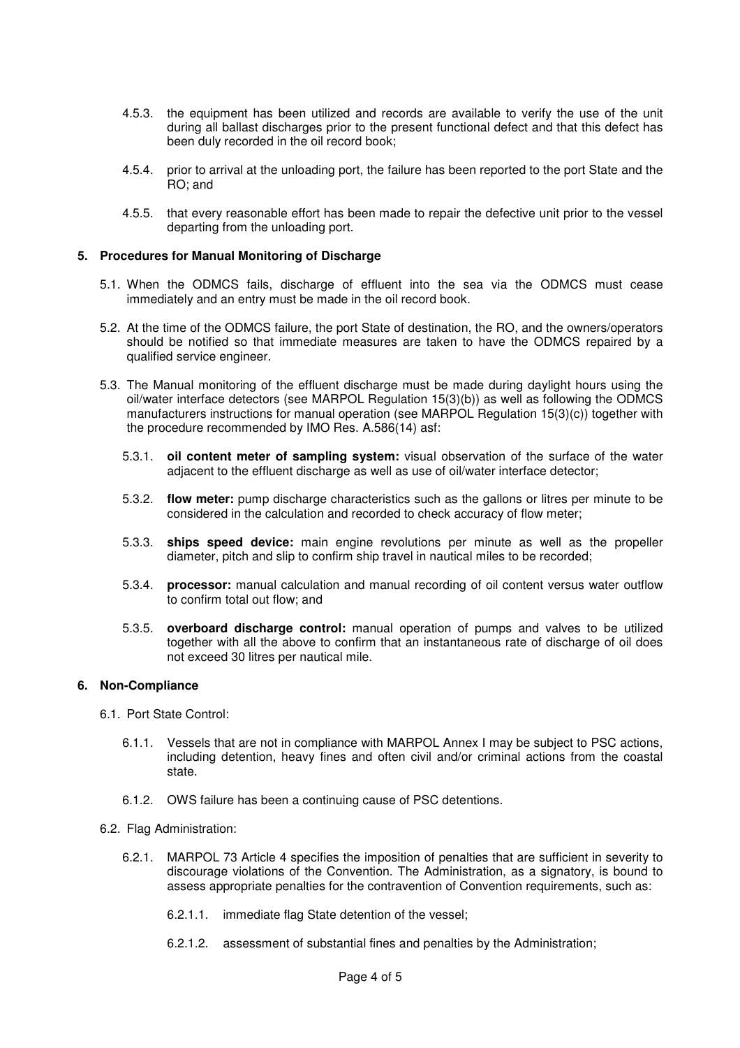4.5.3. the equipment has been utilized and records are available to verify the use of the unit during all ballast discharges prior to the present functional defect and that this defect has been duly recorded in the oil record book;

4.5.4. prior to arrival at the unloading port, the failure has been reported to the port State and the RO; and

4.5.5. that every reasonable effort has been made to repair the defective unit prior to the vessel departing from the unloading port.

## 5. Procedures for Manual Monitoring of Discharge

5.1. When the ODMCS fails, discharge of effluent into the sea via the ODMCS must cease immediately and an entry must be made in the oil record book.

5.2. At the time of the ODMCS failure, the port State of destination, the RO, and the owners/operators should be notified so that immediate measures are taken to have the ODMCS repaired by a qualified service engineer.

5.3. The Manual monitoring of the effluent discharge must be made during daylight hours using the oil/water interface detectors (see MARPOL Regulation 15(3)(b)) as well as following the ODMCS manufacturers instructions for manual operation (see MARPOL Regulation 15(3)(c)) together with the procedure recommended by IMO Res. A.586(14) asf:

5.3.1. **oil content meter of sampling system:** visual observation of the surface of the water adjacent to the effluent discharge as well as use of oil/water interface detector;

5.3.2. **flow meter:** pump discharge characteristics such as the gallons or litres per minute to be considered in the calculation and recorded to check accuracy of flow meter;

5.3.3. **ships speed device:** main engine revolutions per minute as well as the propeller diameter, pitch and slip to confirm ship travel in nautical miles to be recorded;

5.3.4. **processor:** manual calculation and manual recording of oil content versus water outflow to confirm total out flow; and

5.3.5. **overboard discharge control:** manual operation of pumps and valves to be utilized together with all the above to confirm that an instantaneous rate of discharge of oil does not exceed 30 litres per nautical mile.

## 6. Non-Compliance

6.1. Port State Control:

6.1.1. Vessels that are not in compliance with MARPOL Annex I may be subject to PSC actions, including detention, heavy fines and often civil and/or criminal actions from the coastal state.

6.1.2. OWS failure has been a continuing cause of PSC detentions.

6.2. Flag Administration:

6.2.1. MARPOL 73 Article 4 specifies the imposition of penalties that are sufficient in severity to discourage violations of the Convention. The Administration, as a signatory, is bound to assess appropriate penalties for the contravention of Convention requirements, such as:

6.2.1.1. immediate flag State detention of the vessel;

6.2.1.2. assessment of substantial fines and penalties by the Administration;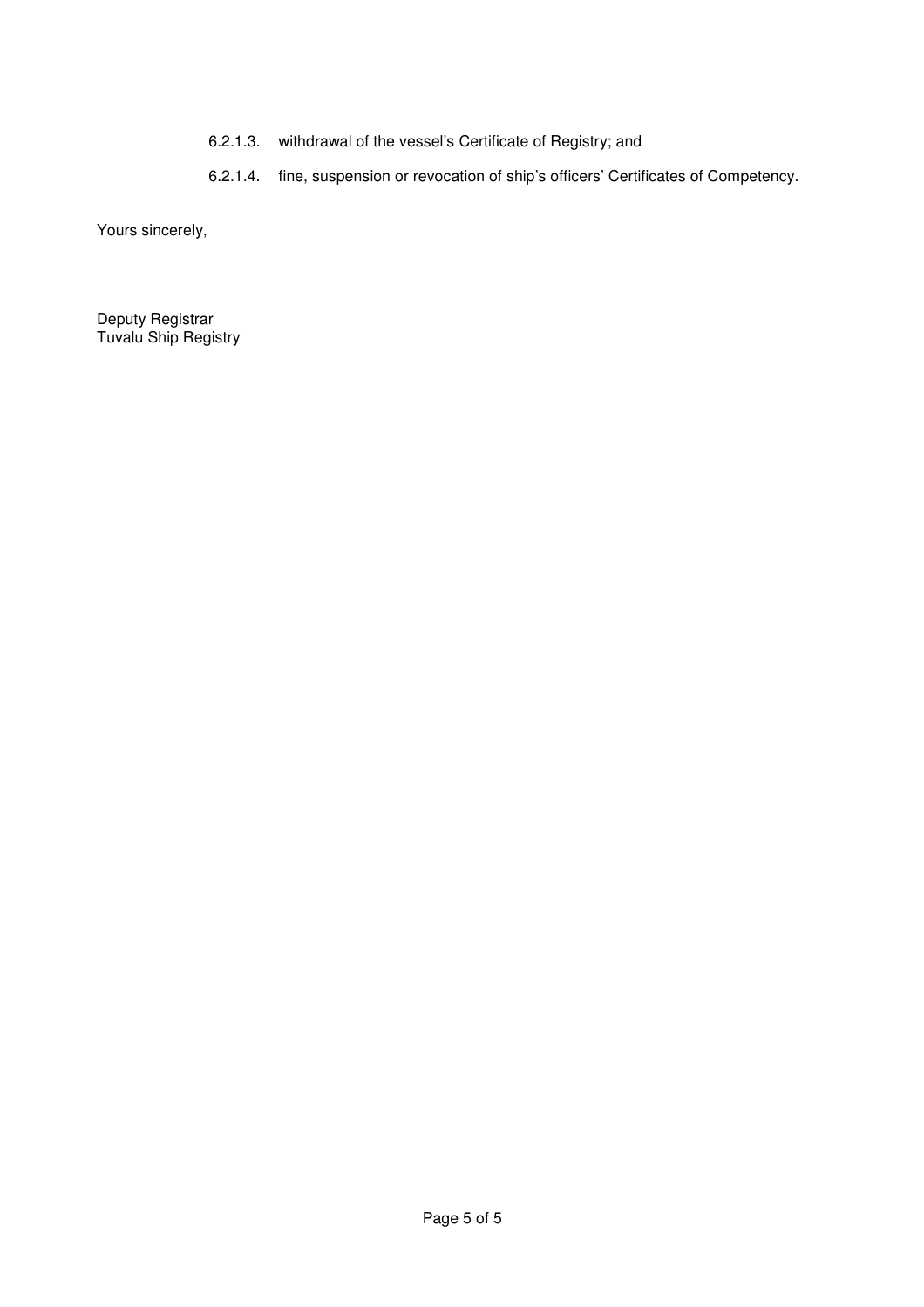6.2.1.3. withdrawal of the vessel's Certificate of Registry; and

6.2.1.4. fine, suspension or revocation of ship's officers' Certificates of Competency.

Yours sincerely,

Deputy Registrar
Tuvalu Ship Registry